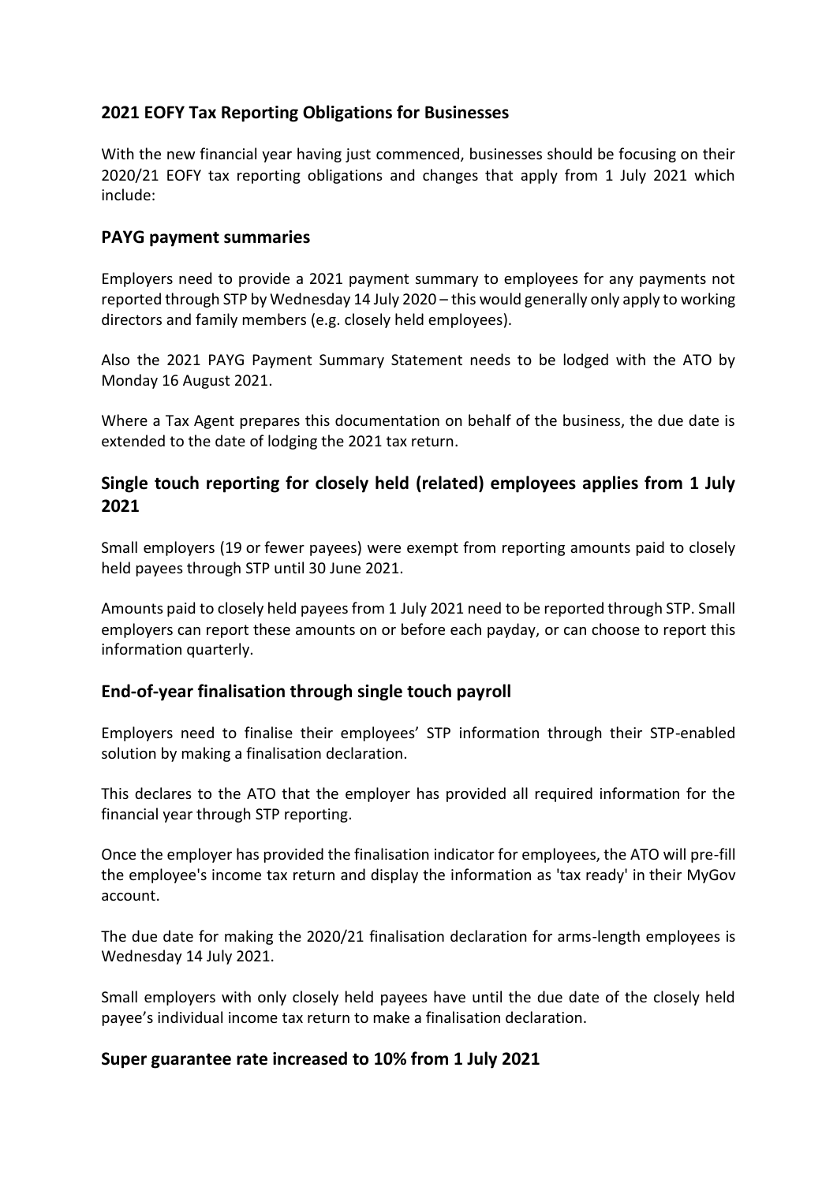## 2021 EOFY Tax Reporting Obligations for Businesses

With the new financial year having just commenced, businesses should be focusing on their 2020/21 EOFY tax reporting obligations and changes that apply from 1 July 2021 which include:

### PAYG payment summaries

Employers need to provide a 2021 payment summary to employees for any payments not reported through STP by Wednesday 14 July 2020 – this would generally only apply to working directors and family members (e.g. closely held employees).

Also the 2021 PAYG Payment Summary Statement needs to be lodged with the ATO by Monday 16 August 2021.

Where a Tax Agent prepares this documentation on behalf of the business, the due date is extended to the date of lodging the 2021 tax return.

### Single touch reporting for closely held (related) employees applies from 1 July 2021

Small employers (19 or fewer payees) were exempt from reporting amounts paid to closely held payees through STP until 30 June 2021.

Amounts paid to closely held payees from 1 July 2021 need to be reported through STP. Small employers can report these amounts on or before each payday, or can choose to report this information quarterly.

### End-of-year finalisation through single touch payroll

Employers need to finalise their employees' STP information through their STP-enabled solution by making a finalisation declaration.

This declares to the ATO that the employer has provided all required information for the financial year through STP reporting.

Once the employer has provided the finalisation indicator for employees, the ATO will pre-fill the employee's income tax return and display the information as 'tax ready' in their MyGov account.

The due date for making the 2020/21 finalisation declaration for arms-length employees is Wednesday 14 July 2021.

Small employers with only closely held payees have until the due date of the closely held payee's individual income tax return to make a finalisation declaration.

### Super guarantee rate increased to 10% from 1 July 2021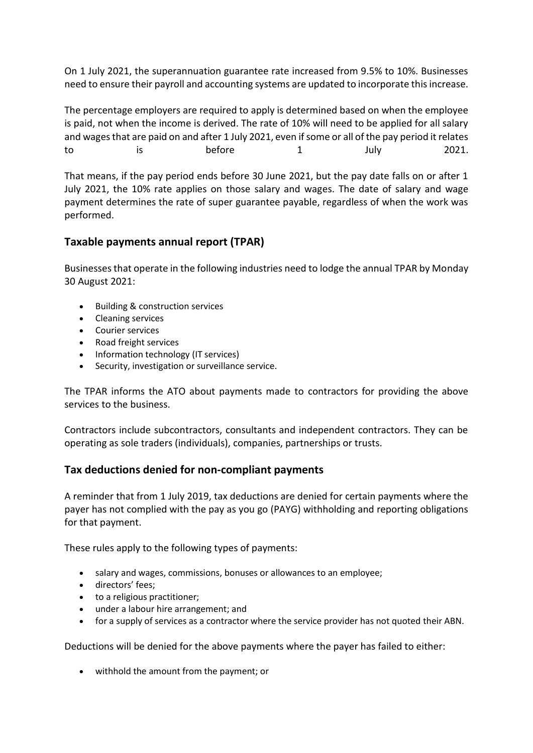On 1 July 2021, the superannuation guarantee rate increased from 9.5% to 10%. Businesses need to ensure their payroll and accounting systems are updated to incorporate this increase.

The percentage employers are required to apply is determined based on when the employee is paid, not when the income is derived. The rate of 10% will need to be applied for all salary and wages that are paid on and after 1 July 2021, even if some or all of the pay period it relates to is before 1 July 2021.

That means, if the pay period ends before 30 June 2021, but the pay date falls on or after 1 July 2021, the 10% rate applies on those salary and wages. The date of salary and wage payment determines the rate of super guarantee payable, regardless of when the work was performed.

## Taxable payments annual report (TPAR)

Businesses that operate in the following industries need to lodge the annual TPAR by Monday 30 August 2021:

- Building & construction services
- Cleaning services
- Courier services
- Road freight services
- Information technology (IT services)
- Security, investigation or surveillance service.

The TPAR informs the ATO about payments made to contractors for providing the above services to the business.

Contractors include subcontractors, consultants and independent contractors. They can be operating as sole traders (individuals), companies, partnerships or trusts.

## Tax deductions denied for non-compliant payments

A reminder that from 1 July 2019, tax deductions are denied for certain payments where the payer has not complied with the pay as you go (PAYG) withholding and reporting obligations for that payment.

These rules apply to the following types of payments:

- salary and wages, commissions, bonuses or allowances to an employee;
- directors' fees;
- to a religious practitioner;
- under a labour hire arrangement; and
- for a supply of services as a contractor where the service provider has not quoted their ABN.

Deductions will be denied for the above payments where the payer has failed to either:

- withhold the amount from the payment; or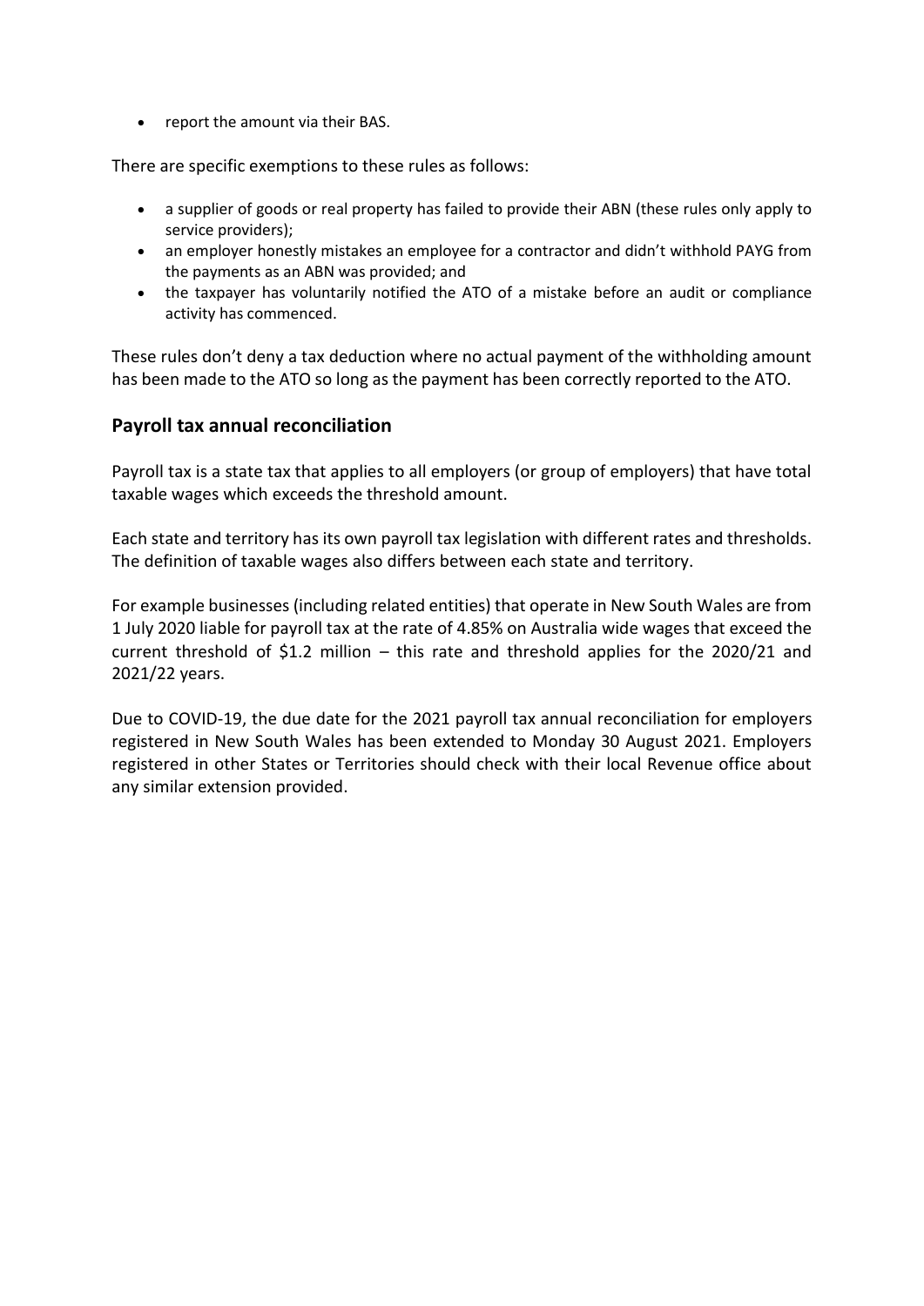- report the amount via their BAS.

There are specific exemptions to these rules as follows:

- a supplier of goods or real property has failed to provide their ABN (these rules only apply to service providers);
- an employer honestly mistakes an employee for a contractor and didn't withhold PAYG from the payments as an ABN was provided; and
- the taxpayer has voluntarily notified the ATO of a mistake before an audit or compliance activity has commenced.

These rules don't deny a tax deduction where no actual payment of the withholding amount has been made to the ATO so long as the payment has been correctly reported to the ATO.

## Payroll tax annual reconciliation

Payroll tax is a state tax that applies to all employers (or group of employers) that have total taxable wages which exceeds the threshold amount.

Each state and territory has its own payroll tax legislation with different rates and thresholds. The definition of taxable wages also differs between each state and territory.

For example businesses (including related entities) that operate in New South Wales are from 1 July 2020 liable for payroll tax at the rate of 4.85% on Australia wide wages that exceed the current threshold of $1.2 million – this rate and threshold applies for the 2020/21 and 2021/22 years.

Due to COVID-19, the due date for the 2021 payroll tax annual reconciliation for employers registered in New South Wales has been extended to Monday 30 August 2021. Employers registered in other States or Territories should check with their local Revenue office about any similar extension provided.